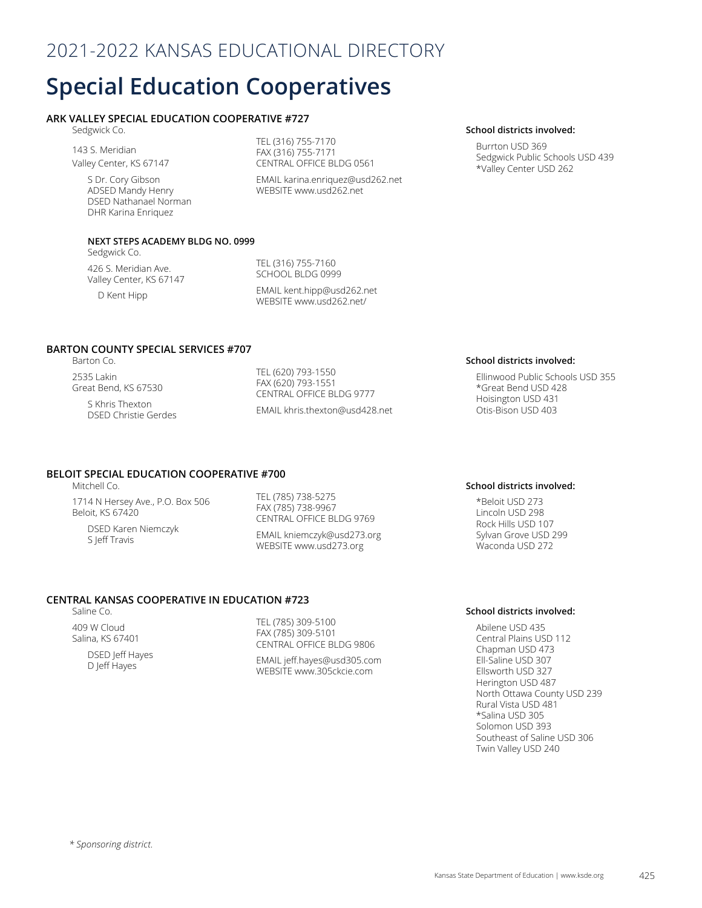2021-2022 KANSAS EDUCATIONAL DIRECTORY

# Special Education Cooperatives

### ARK VALLEY SPECIAL EDUCATION COOPERATIVE #727

Sedgwick Co.

143 S. Meridian
Valley Center, KS 67147

S Dr. Cory Gibson
ADSED Mandy Henry
DSED Nathanael Norman
DHR Karina Enriquez

TEL (316) 755-7170
FAX (316) 755-7171
CENTRAL OFFICE BLDG 0561

EMAIL karina.enriquez@usd262.net
WEBSITE www.usd262.net

**School districts involved:**

Burrton USD 369
Sedgwick Public Schools USD 439
*Valley Center USD 262

#### NEXT STEPS ACADEMY BLDG NO. 0999

Sedgwick Co.

426 S. Meridian Ave.
Valley Center, KS 67147

D Kent Hipp

TEL (316) 755-7160
SCHOOL BLDG 0999

EMAIL kent.hipp@usd262.net
WEBSITE www.usd262.net/

### BARTON COUNTY SPECIAL SERVICES #707

Barton Co.

2535 Lakin
Great Bend, KS 67530

S Khris Thexton
DSED Christie Gerdes

TEL (620) 793-1550
FAX (620) 793-1551
CENTRAL OFFICE BLDG 9777

EMAIL khris.thexton@usd428.net

**School districts involved:**

Ellinwood Public Schools USD 355
*Great Bend USD 428
Hoisington USD 431
Otis-Bison USD 403

### BELOIT SPECIAL EDUCATION COOPERATIVE #700

Mitchell Co.

1714 N Hersey Ave., P.O. Box 506
Beloit, KS 67420

DSED Karen Niemczyk
S Jeff Travis

TEL (785) 738-5275
FAX (785) 738-9967
CENTRAL OFFICE BLDG 9769

EMAIL kniemczyk@usd273.org
WEBSITE www.usd273.org

**School districts involved:**

*Beloit USD 273
Lincoln USD 298
Rock Hills USD 107
Sylvan Grove USD 299
Waconda USD 272

### CENTRAL KANSAS COOPERATIVE IN EDUCATION #723

Saline Co.

409 W Cloud
Salina, KS 67401

DSED Jeff Hayes
D Jeff Hayes

TEL (785) 309-5100
FAX (785) 309-5101
CENTRAL OFFICE BLDG 9806

EMAIL jeff.hayes@usd305.com
WEBSITE www.305ckcie.com

**School districts involved:**

Abilene USD 435
Central Plains USD 112
Chapman USD 473
Ell-Saline USD 307
Ellsworth USD 327
Herington USD 487
North Ottawa County USD 239
Rural Vista USD 481
*Salina USD 305
Solomon USD 393
Southeast of Saline USD 306
Twin Valley USD 240

*\* Sponsoring district.*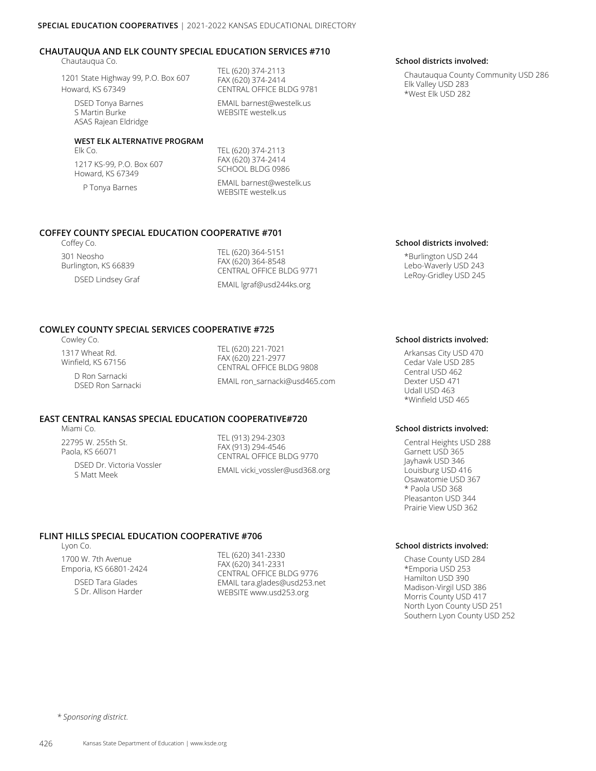## CHAUTAUQUA AND ELK COUNTY SPECIAL EDUCATION SERVICES #710

Chautauqua Co.

1201 State Highway 99, P.O. Box 607
Howard, KS 67349

DSED Tonya Barnes
S Martin Burke
ASAS Rajean Eldridge

TEL (620) 374-2113
FAX (620) 374-2414
CENTRAL OFFICE BLDG 9781

EMAIL barnest@westelk.us
WEBSITE westelk.us

**School districts involved:**

Chautauqua County Community USD 286
Elk Valley USD 283
*West Elk USD 282

### WEST ELK ALTERNATIVE PROGRAM

Elk Co.

1217 KS-99, P.O. Box 607
Howard, KS 67349

P Tonya Barnes

TEL (620) 374-2113
FAX (620) 374-2414
SCHOOL BLDG 0986

EMAIL barnest@westelk.us
WEBSITE westelk.us

## COFFEY COUNTY SPECIAL EDUCATION COOPERATIVE #701

Coffey Co.

301 Neosho
Burlington, KS 66839

DSED Lindsey Graf

TEL (620) 364-5151
FAX (620) 364-8548
CENTRAL OFFICE BLDG 9771

EMAIL lgraf@usd244ks.org

**School districts involved:**

*Burlington USD 244
Lebo-Waverly USD 243
LeRoy-Gridley USD 245

## COWLEY COUNTY SPECIAL SERVICES COOPERATIVE #725

Cowley Co.

1317 Wheat Rd.
Winfield, KS 67156

D Ron Sarnacki
DSED Ron Sarnacki

TEL (620) 221-7021
FAX (620) 221-2977
CENTRAL OFFICE BLDG 9808

EMAIL ron_sarnacki@usd465.com

**School districts involved:**

Arkansas City USD 470
Cedar Vale USD 285
Central USD 462
Dexter USD 471
Udall USD 463
*Winfield USD 465

## EAST CENTRAL KANSAS SPECIAL EDUCATION COOPERATIVE#720

Miami Co.

22795 W. 255th St.
Paola, KS 66071

DSED Dr. Victoria Vossler
S Matt Meek

TEL (913) 294-2303
FAX (913) 294-4546
CENTRAL OFFICE BLDG 9770

EMAIL vicki_vossler@usd368.org

**School districts involved:**

Central Heights USD 288
Garnett USD 365
Jayhawk USD 346
Louisburg USD 416
Osawatomie USD 367
* Paola USD 368
Pleasanton USD 344
Prairie View USD 362

## FLINT HILLS SPECIAL EDUCATION COOPERATIVE #706

Lyon Co.

1700 W. 7th Avenue
Emporia, KS 66801-2424

DSED Tara Glades
S Dr. Allison Harder

TEL (620) 341-2330
FAX (620) 341-2331
CENTRAL OFFICE BLDG 9776
EMAIL tara.glades@usd253.net
WEBSITE www.usd253.org

**School districts involved:**

Chase County USD 284
*Emporia USD 253
Hamilton USD 390
Madison-Virgil USD 386
Morris County USD 417
North Lyon County USD 251
Southern Lyon County USD 252

*\* Sponsoring district.*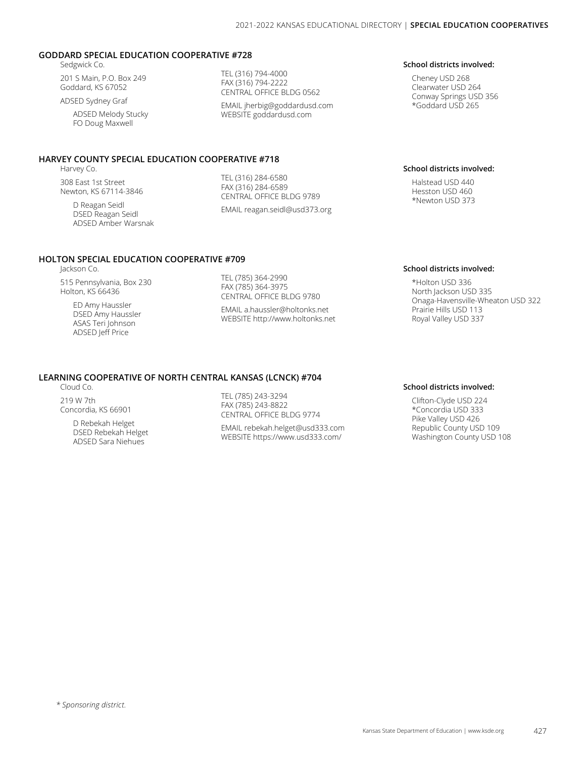## GODDARD SPECIAL EDUCATION COOPERATIVE #728

Sedgwick Co.

201 S Main, P.O. Box 249
Goddard, KS 67052

ADSED Sydney Graf

ADSED Melody Stucky
FO Doug Maxwell

TEL (316) 794-4000
FAX (316) 794-2222
CENTRAL OFFICE BLDG 0562

EMAIL jherbig@goddardusd.com
WEBSITE goddardusd.com

**School districts involved:**

Cheney USD 268
Clearwater USD 264
Conway Springs USD 356
*Goddard USD 265

## HARVEY COUNTY SPECIAL EDUCATION COOPERATIVE #718

Harvey Co.

308 East 1st Street
Newton, KS 67114-3846

D Reagan Seidl
DSED Reagan Seidl
ADSED Amber Warsnak

TEL (316) 284-6580
FAX (316) 284-6589
CENTRAL OFFICE BLDG 9789

EMAIL reagan.seidl@usd373.org

**School districts involved:**

Halstead USD 440
Hesston USD 460
*Newton USD 373

## HOLTON SPECIAL EDUCATION COOPERATIVE #709

Jackson Co.

515 Pennsylvania, Box 230
Holton, KS 66436

ED Amy Haussler
DSED Amy Haussler
ASAS Teri Johnson
ADSED Jeff Price

TEL (785) 364-2990
FAX (785) 364-3975
CENTRAL OFFICE BLDG 9780

EMAIL a.haussler@holtonks.net
WEBSITE http://www.holtonks.net

**School districts involved:**

*Holton USD 336
North Jackson USD 335
Onaga-Havensville-Wheaton USD 322
Prairie Hills USD 113
Royal Valley USD 337

## LEARNING COOPERATIVE OF NORTH CENTRAL KANSAS (LCNCK) #704

Cloud Co.

219 W 7th
Concordia, KS 66901

D Rebekah Helget
DSED Rebekah Helget
ADSED Sara Niehues

TEL (785) 243-3294
FAX (785) 243-8822
CENTRAL OFFICE BLDG 9774

EMAIL rebekah.helget@usd333.com
WEBSITE https://www.usd333.com/

**School districts involved:**

Clifton-Clyde USD 224
*Concordia USD 333
Pike Valley USD 426
Republic County USD 109
Washington County USD 108

*\* Sponsoring district.*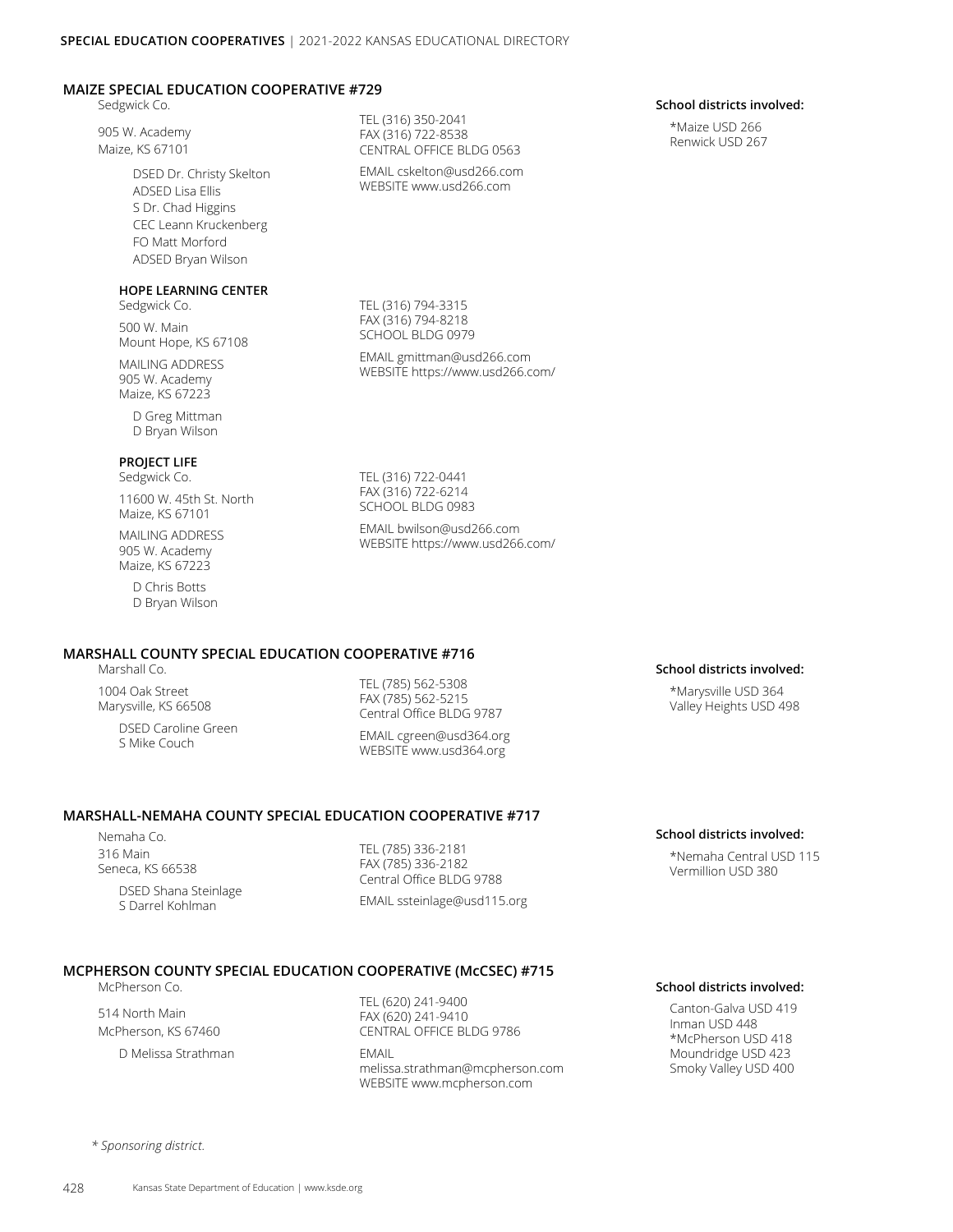## MAIZE SPECIAL EDUCATION COOPERATIVE #729

Sedgwick Co.

905 W. Academy
Maize, KS 67101

TEL (316) 350-2041
FAX (316) 722-8538
CENTRAL OFFICE BLDG 0563

EMAIL cskelton@usd266.com
WEBSITE www.usd266.com

DSED Dr. Christy Skelton
ADSED Lisa Ellis
S Dr. Chad Higgins
CEC Leann Kruckenberg
FO Matt Morford
ADSED Bryan Wilson

**School districts involved:**

*Maize USD 266
Renwick USD 267

### HOPE LEARNING CENTER

Sedgwick Co.

500 W. Main
Mount Hope, KS 67108

MAILING ADDRESS
905 W. Academy
Maize, KS 67223

TEL (316) 794-3315
FAX (316) 794-8218
SCHOOL BLDG 0979

EMAIL gmittman@usd266.com
WEBSITE https://www.usd266.com/

D Greg Mittman
D Bryan Wilson

### PROJECT LIFE

Sedgwick Co.

11600 W. 45th St. North
Maize, KS 67101

MAILING ADDRESS
905 W. Academy
Maize, KS 67223

TEL (316) 722-0441
FAX (316) 722-6214
SCHOOL BLDG 0983

EMAIL bwilson@usd266.com
WEBSITE https://www.usd266.com/

D Chris Botts
D Bryan Wilson

## MARSHALL COUNTY SPECIAL EDUCATION COOPERATIVE #716

Marshall Co.

1004 Oak Street
Marysville, KS 66508

TEL (785) 562-5308
FAX (785) 562-5215
Central Office BLDG 9787

EMAIL cgreen@usd364.org
WEBSITE www.usd364.org

DSED Caroline Green
S Mike Couch

**School districts involved:**

*Marysville USD 364
Valley Heights USD 498

## MARSHALL-NEMAHA COUNTY SPECIAL EDUCATION COOPERATIVE #717

Nemaha Co.

316 Main
Seneca, KS 66538

TEL (785) 336-2181
FAX (785) 336-2182
Central Office BLDG 9788

EMAIL ssteinlage@usd115.org

DSED Shana Steinlage
S Darrel Kohlman

**School districts involved:**

*Nemaha Central USD 115
Vermillion USD 380

## MCPHERSON COUNTY SPECIAL EDUCATION COOPERATIVE (McCSEC) #715

McPherson Co.

514 North Main
McPherson, KS 67460

TEL (620) 241-9400
FAX (620) 241-9410
CENTRAL OFFICE BLDG 9786

EMAIL
melissa.strathman@mcpherson.com
WEBSITE www.mcpherson.com

D Melissa Strathman

**School districts involved:**

Canton-Galva USD 419
Inman USD 448
*McPherson USD 418
Moundridge USD 423
Smoky Valley USD 400

*\* Sponsoring district.*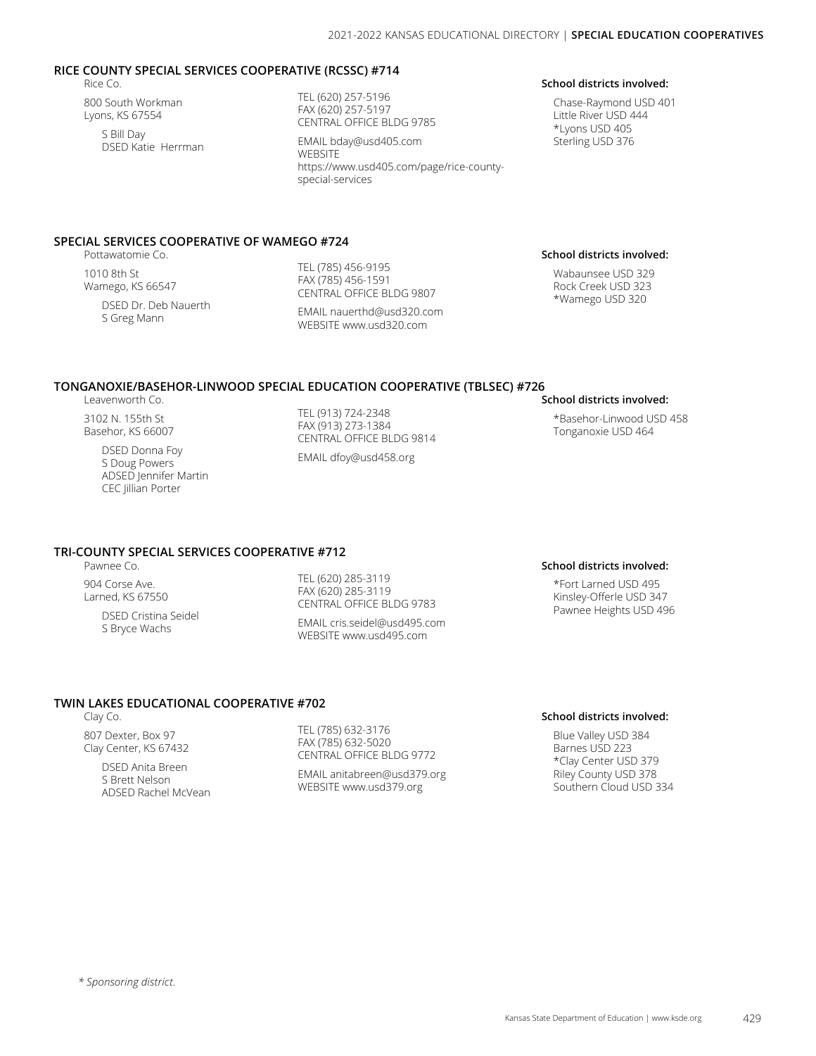### RICE COUNTY SPECIAL SERVICES COOPERATIVE (RCSSC) #714

Rice Co.

800 South Workman
Lyons, KS 67554

S Bill Day
DSED Katie Herrman

TEL (620) 257-5196
FAX (620) 257-5197
CENTRAL OFFICE BLDG 9785

EMAIL bday@usd405.com
WEBSITE https://www.usd405.com/page/rice-county-special-services

**School districts involved:**

Chase-Raymond USD 401
Little River USD 444
*Lyons USD 405
Sterling USD 376

### SPECIAL SERVICES COOPERATIVE OF WAMEGO #724

Pottawatomie Co.

1010 8th St
Wamego, KS 66547

DSED Dr. Deb Nauerth
S Greg Mann

TEL (785) 456-9195
FAX (785) 456-1591
CENTRAL OFFICE BLDG 9807

EMAIL nauerthd@usd320.com
WEBSITE www.usd320.com

**School districts involved:**

Wabaunsee USD 329
Rock Creek USD 323
*Wamego USD 320

### TONGANOXIE/BASEHOR-LINWOOD SPECIAL EDUCATION COOPERATIVE (TBLSEC) #726

Leavenworth Co.

3102 N. 155th St
Basehor, KS 66007

DSED Donna Foy
S Doug Powers
ADSED Jennifer Martin
CEC Jillian Porter

TEL (913) 724-2348
FAX (913) 273-1384
CENTRAL OFFICE BLDG 9814

EMAIL dfoy@usd458.org

**School districts involved:**

*Basehor-Linwood USD 458
Tonganoxie USD 464

### TRI-COUNTY SPECIAL SERVICES COOPERATIVE #712

Pawnee Co.

904 Corse Ave.
Larned, KS 67550

DSED Cristina Seidel
S Bryce Wachs

TEL (620) 285-3119
FAX (620) 285-3119
CENTRAL OFFICE BLDG 9783

EMAIL cris.seidel@usd495.com
WEBSITE www.usd495.com

**School districts involved:**

*Fort Larned USD 495
Kinsley-Offerle USD 347
Pawnee Heights USD 496

### TWIN LAKES EDUCATIONAL COOPERATIVE #702

Clay Co.

807 Dexter, Box 97
Clay Center, KS 67432

DSED Anita Breen
S Brett Nelson
ADSED Rachel McVean

TEL (785) 632-3176
FAX (785) 632-5020
CENTRAL OFFICE BLDG 9772

EMAIL anitabreen@usd379.org
WEBSITE www.usd379.org

**School districts involved:**

Blue Valley USD 384
Barnes USD 223
*Clay Center USD 379
Riley County USD 378
Southern Cloud USD 334

*\* Sponsoring district.*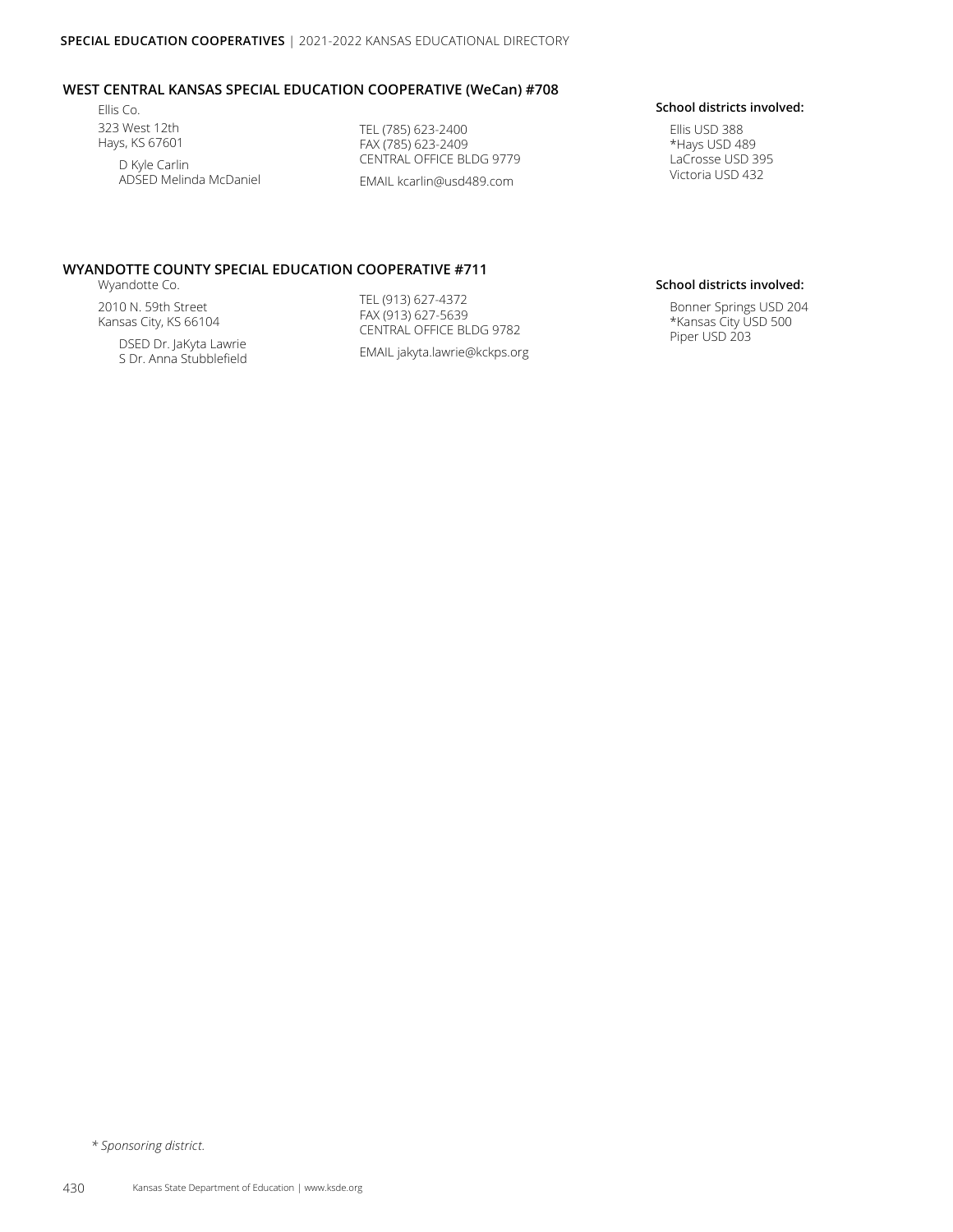## WEST CENTRAL KANSAS SPECIAL EDUCATION COOPERATIVE (WeCan) #708

Ellis Co.

323 West 12th
Hays, KS 67601

D Kyle Carlin
ADSED Melinda McDaniel

TEL (785) 623-2400
FAX (785) 623-2409
CENTRAL OFFICE BLDG 9779

EMAIL kcarlin@usd489.com

**School districts involved:**

Ellis USD 388
*Hays USD 489
LaCrosse USD 395
Victoria USD 432

## WYANDOTTE COUNTY SPECIAL EDUCATION COOPERATIVE #711

Wyandotte Co.

2010 N. 59th Street
Kansas City, KS 66104

DSED Dr. JaKyta Lawrie
S Dr. Anna Stubblefield

TEL (913) 627-4372
FAX (913) 627-5639
CENTRAL OFFICE BLDG 9782

EMAIL jakyta.lawrie@kckps.org

**School districts involved:**

Bonner Springs USD 204
*Kansas City USD 500
Piper USD 203

*\* Sponsoring district.*